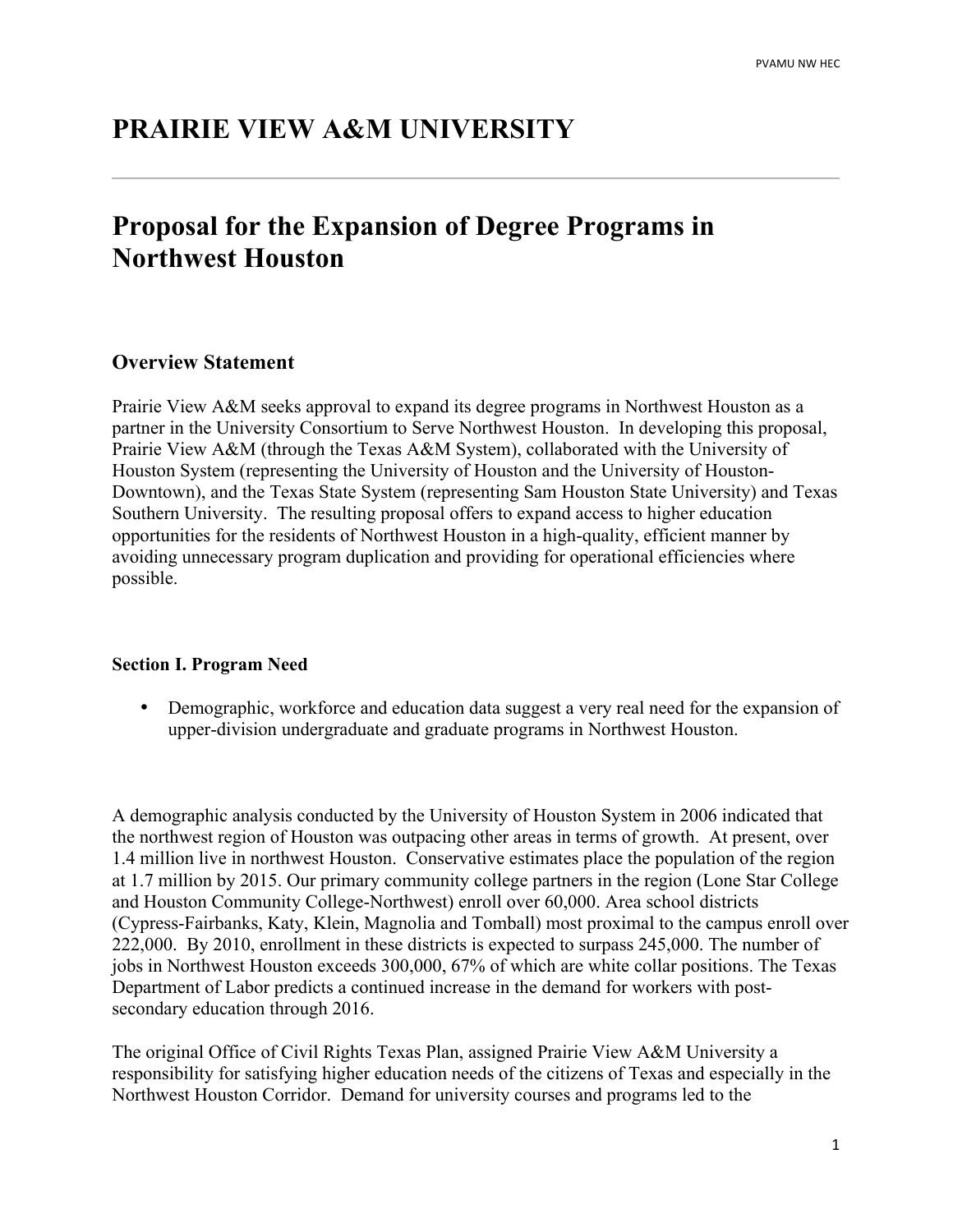# PRAIRIE VIEW A&M UNIVERSITY

---

## Proposal for the Expansion of Degree Programs in Northwest Houston

### Overview Statement

Prairie View A&M seeks approval to expand its degree programs in Northwest Houston as a partner in the University Consortium to Serve Northwest Houston. In developing this proposal, Prairie View A&M (through the Texas A&M System), collaborated with the University of Houston System (representing the University of Houston and the University of Houston-Downtown), and the Texas State System (representing Sam Houston State University) and Texas Southern University. The resulting proposal offers to expand access to higher education opportunities for the residents of Northwest Houston in a high-quality, efficient manner by avoiding unnecessary program duplication and providing for operational efficiencies where possible.

#### Section I. Program Need

- Demographic, workforce and education data suggest a very real need for the expansion of upper-division undergraduate and graduate programs in Northwest Houston.

A demographic analysis conducted by the University of Houston System in 2006 indicated that the northwest region of Houston was outpacing other areas in terms of growth. At present, over 1.4 million live in northwest Houston. Conservative estimates place the population of the region at 1.7 million by 2015. Our primary community college partners in the region (Lone Star College and Houston Community College-Northwest) enroll over 60,000. Area school districts (Cypress-Fairbanks, Katy, Klein, Magnolia and Tomball) most proximal to the campus enroll over 222,000. By 2010, enrollment in these districts is expected to surpass 245,000. The number of jobs in Northwest Houston exceeds 300,000, 67% of which are white collar positions. The Texas Department of Labor predicts a continued increase in the demand for workers with post-secondary education through 2016.

The original Office of Civil Rights Texas Plan, assigned Prairie View A&M University a responsibility for satisfying higher education needs of the citizens of Texas and especially in the Northwest Houston Corridor. Demand for university courses and programs led to the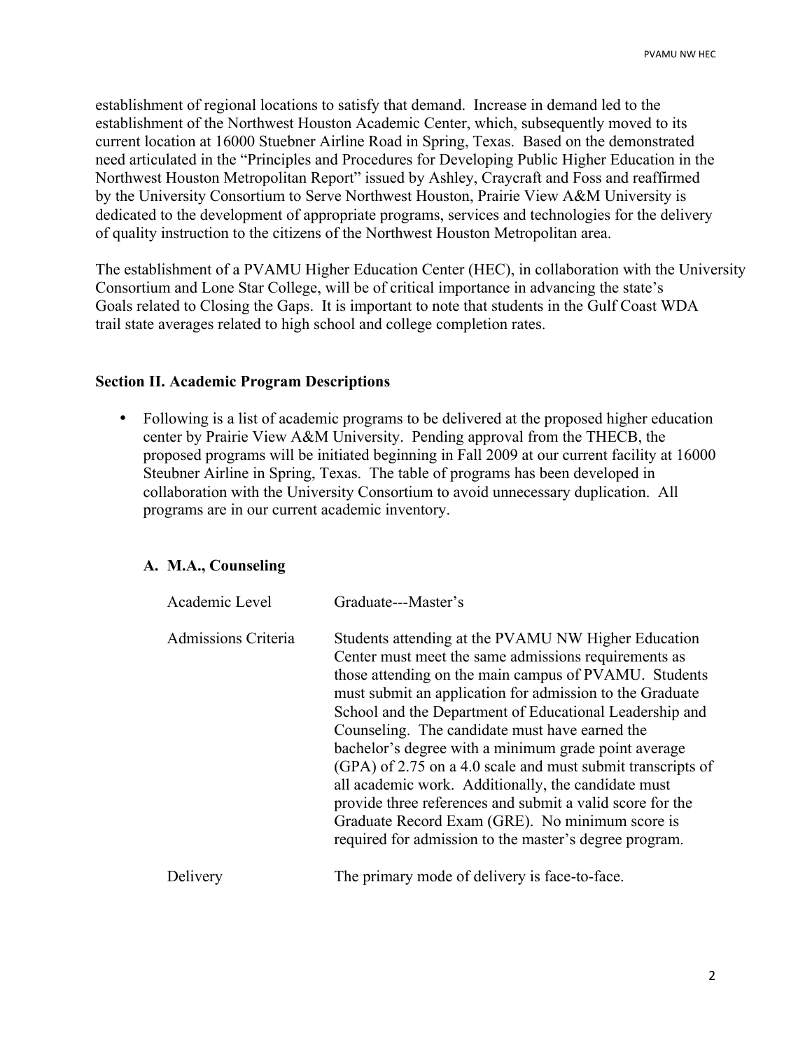establishment of regional locations to satisfy that demand. Increase in demand led to the establishment of the Northwest Houston Academic Center, which, subsequently moved to its current location at 16000 Stuebner Airline Road in Spring, Texas. Based on the demonstrated need articulated in the "Principles and Procedures for Developing Public Higher Education in the Northwest Houston Metropolitan Report" issued by Ashley, Craycraft and Foss and reaffirmed by the University Consortium to Serve Northwest Houston, Prairie View A&M University is dedicated to the development of appropriate programs, services and technologies for the delivery of quality instruction to the citizens of the Northwest Houston Metropolitan area.

The establishment of a PVAMU Higher Education Center (HEC), in collaboration with the University Consortium and Lone Star College, will be of critical importance in advancing the state's Goals related to Closing the Gaps. It is important to note that students in the Gulf Coast WDA trail state averages related to high school and college completion rates.

## Section II. Academic Program Descriptions

- Following is a list of academic programs to be delivered at the proposed higher education center by Prairie View A&M University. Pending approval from the THECB, the proposed programs will be initiated beginning in Fall 2009 at our current facility at 16000 Steubner Airline in Spring, Texas. The table of programs has been developed in collaboration with the University Consortium to avoid unnecessary duplication. All programs are in our current academic inventory.

### A. M.A., Counseling

| | |
|---|---|
| Academic Level | Graduate---Master's |
| Admissions Criteria | Students attending at the PVAMU NW Higher Education Center must meet the same admissions requirements as those attending on the main campus of PVAMU. Students must submit an application for admission to the Graduate School and the Department of Educational Leadership and Counseling. The candidate must have earned the bachelor's degree with a minimum grade point average (GPA) of 2.75 on a 4.0 scale and must submit transcripts of all academic work. Additionally, the candidate must provide three references and submit a valid score for the Graduate Record Exam (GRE). No minimum score is required for admission to the master's degree program. |
| Delivery | The primary mode of delivery is face-to-face. |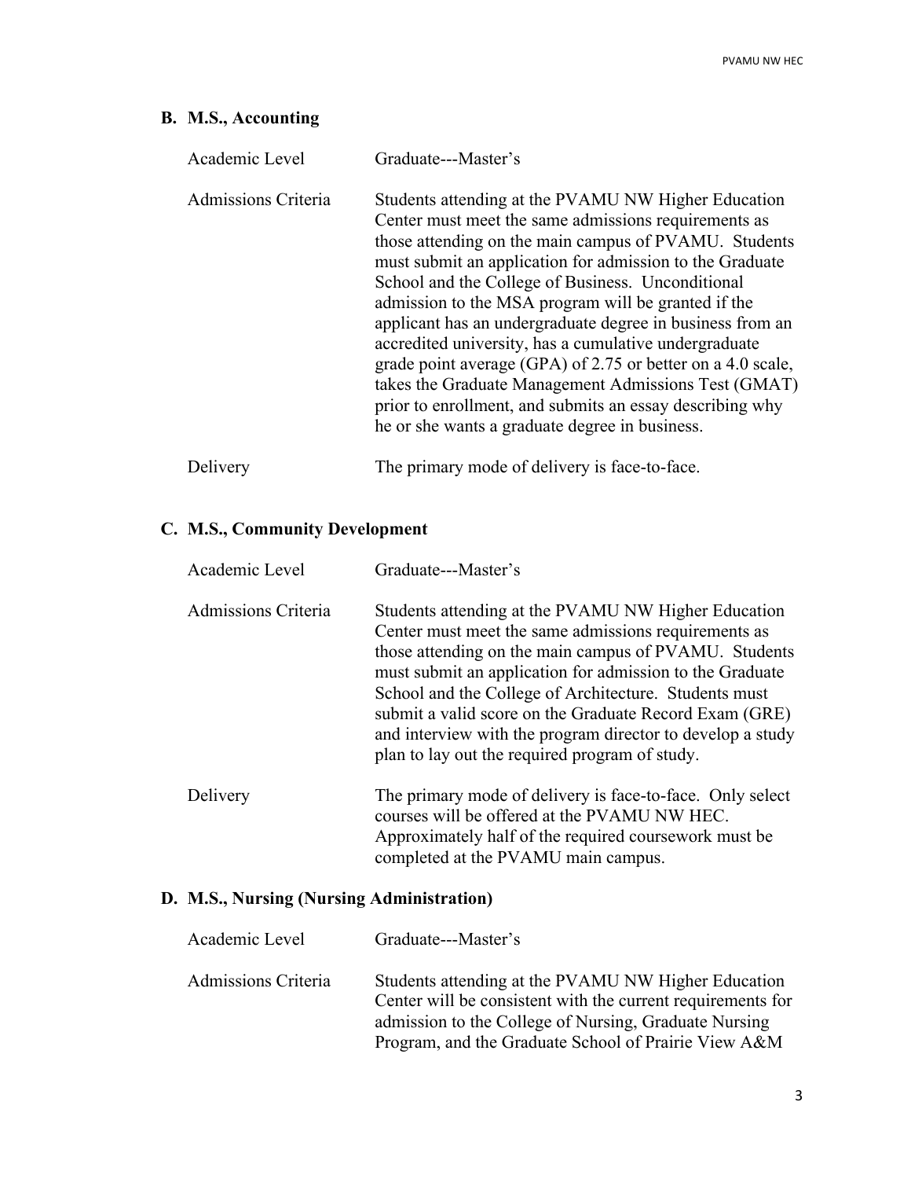## B. M.S., Accounting

| | |
|---|---|
| Academic Level | Graduate---Master's |
| Admissions Criteria | Students attending at the PVAMU NW Higher Education Center must meet the same admissions requirements as those attending on the main campus of PVAMU. Students must submit an application for admission to the Graduate School and the College of Business. Unconditional admission to the MSA program will be granted if the applicant has an undergraduate degree in business from an accredited university, has a cumulative undergraduate grade point average (GPA) of 2.75 or better on a 4.0 scale, takes the Graduate Management Admissions Test (GMAT) prior to enrollment, and submits an essay describing why he or she wants a graduate degree in business. |
| Delivery | The primary mode of delivery is face-to-face. |

## C. M.S., Community Development

| | |
|---|---|
| Academic Level | Graduate---Master's |
| Admissions Criteria | Students attending at the PVAMU NW Higher Education Center must meet the same admissions requirements as those attending on the main campus of PVAMU. Students must submit an application for admission to the Graduate School and the College of Architecture. Students must submit a valid score on the Graduate Record Exam (GRE) and interview with the program director to develop a study plan to lay out the required program of study. |
| Delivery | The primary mode of delivery is face-to-face. Only select courses will be offered at the PVAMU NW HEC. Approximately half of the required coursework must be completed at the PVAMU main campus. |

## D. M.S., Nursing (Nursing Administration)

| | |
|---|---|
| Academic Level | Graduate---Master's |
| Admissions Criteria | Students attending at the PVAMU NW Higher Education Center will be consistent with the current requirements for admission to the College of Nursing, Graduate Nursing Program, and the Graduate School of Prairie View A&M |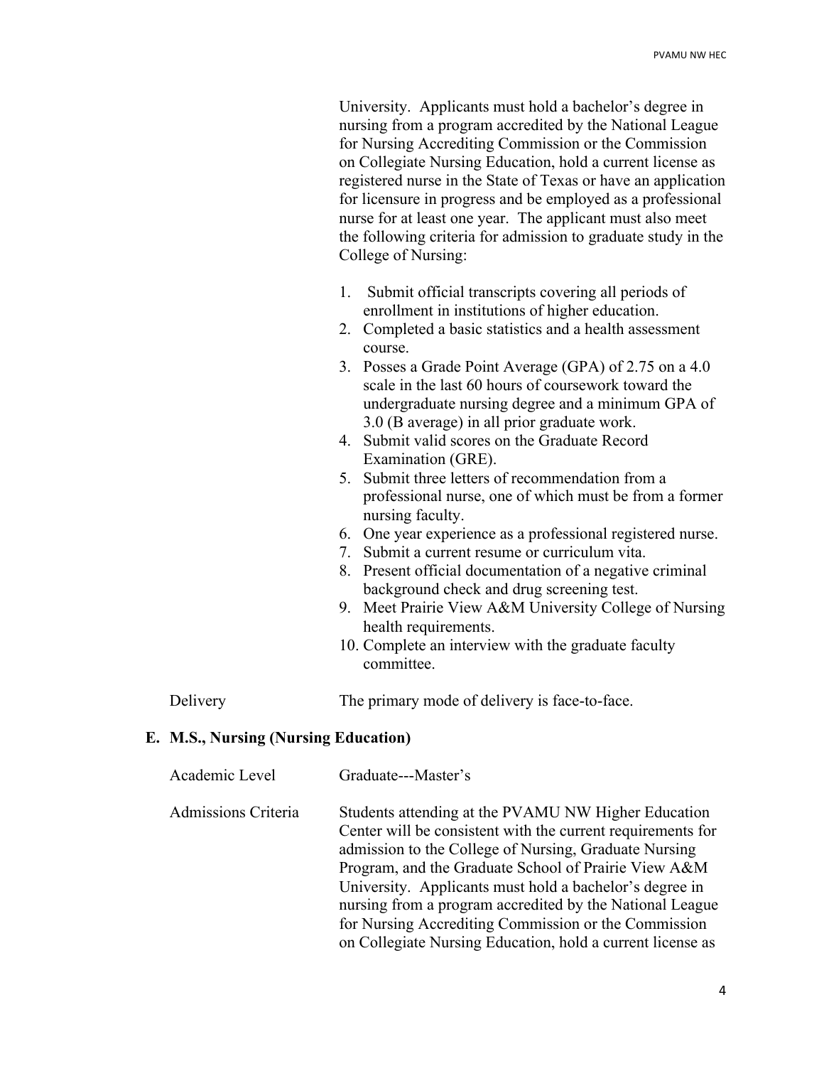University. Applicants must hold a bachelor's degree in nursing from a program accredited by the National League for Nursing Accrediting Commission or the Commission on Collegiate Nursing Education, hold a current license as registered nurse in the State of Texas or have an application for licensure in progress and be employed as a professional nurse for at least one year. The applicant must also meet the following criteria for admission to graduate study in the College of Nursing:

1. Submit official transcripts covering all periods of enrollment in institutions of higher education.
2. Completed a basic statistics and a health assessment course.
3. Posses a Grade Point Average (GPA) of 2.75 on a 4.0 scale in the last 60 hours of coursework toward the undergraduate nursing degree and a minimum GPA of 3.0 (B average) in all prior graduate work.
4. Submit valid scores on the Graduate Record Examination (GRE).
5. Submit three letters of recommendation from a professional nurse, one of which must be from a former nursing faculty.
6. One year experience as a professional registered nurse.
7. Submit a current resume or curriculum vita.
8. Present official documentation of a negative criminal background check and drug screening test.
9. Meet Prairie View A&M University College of Nursing health requirements.
10. Complete an interview with the graduate faculty committee.

Delivery — The primary mode of delivery is face-to-face.

## E. M.S., Nursing (Nursing Education)

Academic Level — Graduate---Master's

Admissions Criteria — Students attending at the PVAMU NW Higher Education Center will be consistent with the current requirements for admission to the College of Nursing, Graduate Nursing Program, and the Graduate School of Prairie View A&M University. Applicants must hold a bachelor's degree in nursing from a program accredited by the National League for Nursing Accrediting Commission or the Commission on Collegiate Nursing Education, hold a current license as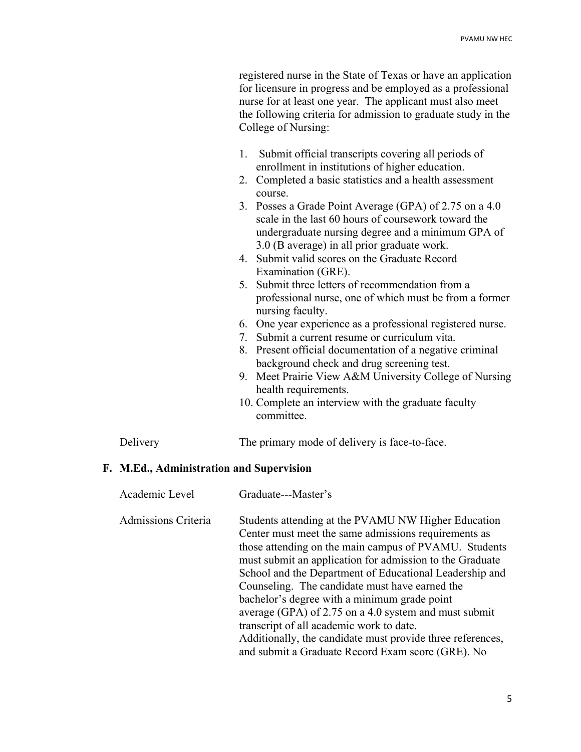registered nurse in the State of Texas or have an application for licensure in progress and be employed as a professional nurse for at least one year. The applicant must also meet the following criteria for admission to graduate study in the College of Nursing:

1. Submit official transcripts covering all periods of enrollment in institutions of higher education.
2. Completed a basic statistics and a health assessment course.
3. Posses a Grade Point Average (GPA) of 2.75 on a 4.0 scale in the last 60 hours of coursework toward the undergraduate nursing degree and a minimum GPA of 3.0 (B average) in all prior graduate work.
4. Submit valid scores on the Graduate Record Examination (GRE).
5. Submit three letters of recommendation from a professional nurse, one of which must be from a former nursing faculty.
6. One year experience as a professional registered nurse.
7. Submit a current resume or curriculum vita.
8. Present official documentation of a negative criminal background check and drug screening test.
9. Meet Prairie View A&M University College of Nursing health requirements.
10. Complete an interview with the graduate faculty committee.

Delivery — The primary mode of delivery is face-to-face.

## F. M.Ed., Administration and Supervision

Academic Level — Graduate---Master's

Admissions Criteria — Students attending at the PVAMU NW Higher Education Center must meet the same admissions requirements as those attending on the main campus of PVAMU. Students must submit an application for admission to the Graduate School and the Department of Educational Leadership and Counseling. The candidate must have earned the bachelor's degree with a minimum grade point average (GPA) of 2.75 on a 4.0 system and must submit transcript of all academic work to date. Additionally, the candidate must provide three references, and submit a Graduate Record Exam score (GRE). No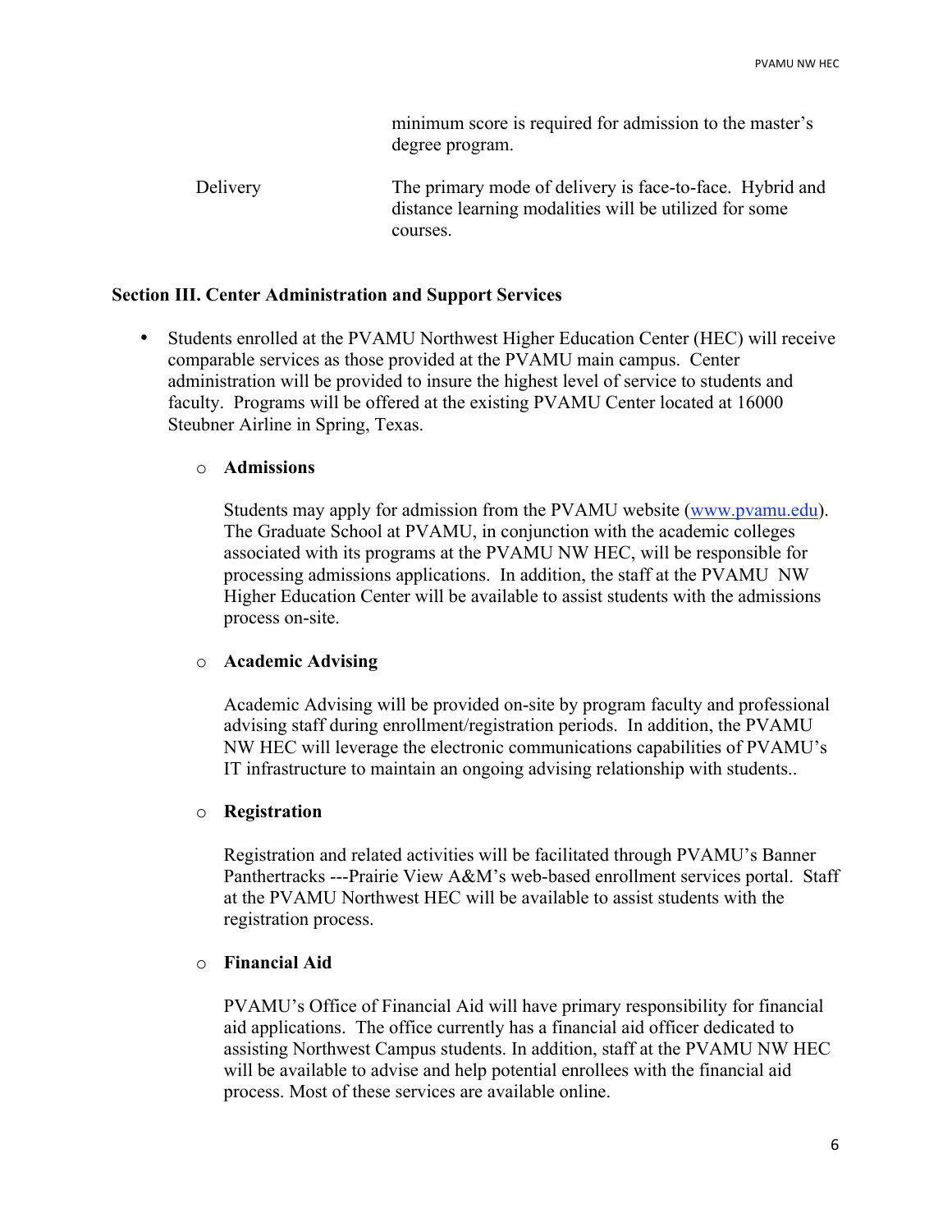| | |
|---|---|
| | minimum score is required for admission to the master's degree program. |
| Delivery | The primary mode of delivery is face-to-face. Hybrid and distance learning modalities will be utilized for some courses. |

**Section III. Center Administration and Support Services**

- Students enrolled at the PVAMU Northwest Higher Education Center (HEC) will receive comparable services as those provided at the PVAMU main campus. Center administration will be provided to insure the highest level of service to students and faculty. Programs will be offered at the existing PVAMU Center located at 16000 Steubner Airline in Spring, Texas.

  - **Admissions**

    Students may apply for admission from the PVAMU website (www.pvamu.edu). The Graduate School at PVAMU, in conjunction with the academic colleges associated with its programs at the PVAMU NW HEC, will be responsible for processing admissions applications. In addition, the staff at the PVAMU NW Higher Education Center will be available to assist students with the admissions process on-site.

  - **Academic Advising**

    Academic Advising will be provided on-site by program faculty and professional advising staff during enrollment/registration periods. In addition, the PVAMU NW HEC will leverage the electronic communications capabilities of PVAMU's IT infrastructure to maintain an ongoing advising relationship with students..

  - **Registration**

    Registration and related activities will be facilitated through PVAMU's Banner Panthertracks ---Prairie View A&M's web-based enrollment services portal. Staff at the PVAMU Northwest HEC will be available to assist students with the registration process.

  - **Financial Aid**

    PVAMU's Office of Financial Aid will have primary responsibility for financial aid applications. The office currently has a financial aid officer dedicated to assisting Northwest Campus students. In addition, staff at the PVAMU NW HEC will be available to advise and help potential enrollees with the financial aid process. Most of these services are available online.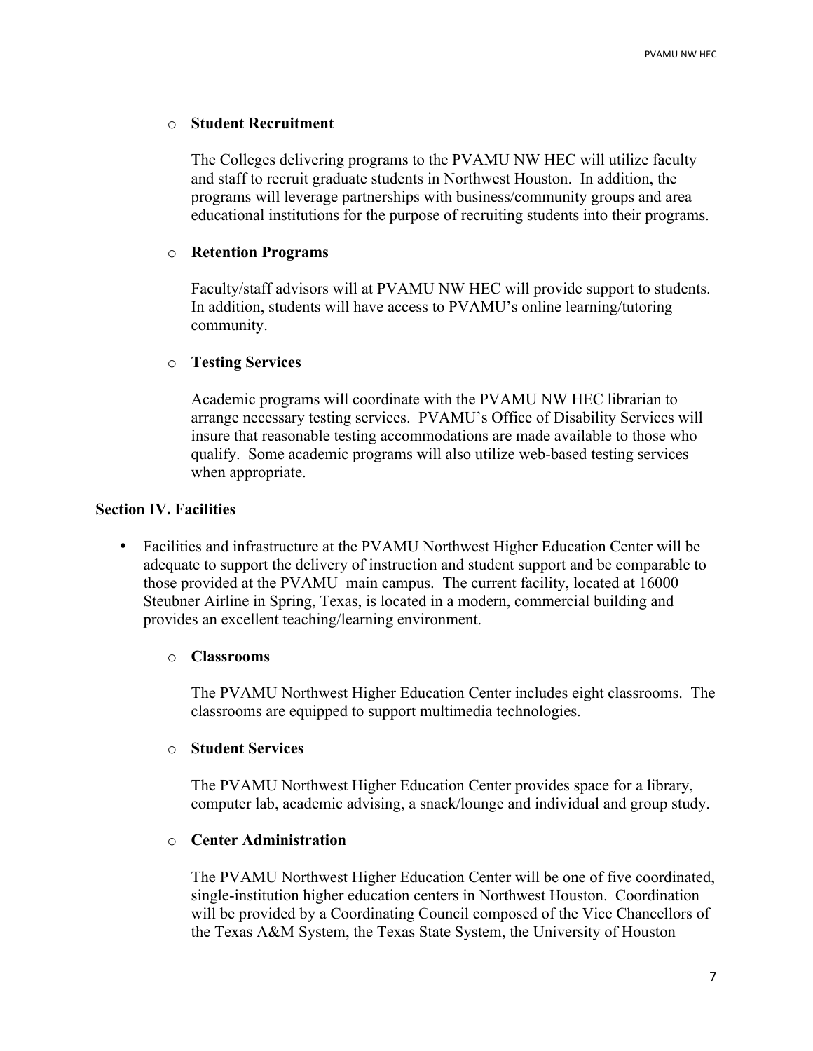- **Student Recruitment**

  The Colleges delivering programs to the PVAMU NW HEC will utilize faculty and staff to recruit graduate students in Northwest Houston. In addition, the programs will leverage partnerships with business/community groups and area educational institutions for the purpose of recruiting students into their programs.

- **Retention Programs**

  Faculty/staff advisors will at PVAMU NW HEC will provide support to students. In addition, students will have access to PVAMU's online learning/tutoring community.

- **Testing Services**

  Academic programs will coordinate with the PVAMU NW HEC librarian to arrange necessary testing services. PVAMU's Office of Disability Services will insure that reasonable testing accommodations are made available to those who qualify. Some academic programs will also utilize web-based testing services when appropriate.

**Section IV. Facilities**

- Facilities and infrastructure at the PVAMU Northwest Higher Education Center will be adequate to support the delivery of instruction and student support and be comparable to those provided at the PVAMU main campus. The current facility, located at 16000 Steubner Airline in Spring, Texas, is located in a modern, commercial building and provides an excellent teaching/learning environment.

  - **Classrooms**

    The PVAMU Northwest Higher Education Center includes eight classrooms. The classrooms are equipped to support multimedia technologies.

  - **Student Services**

    The PVAMU Northwest Higher Education Center provides space for a library, computer lab, academic advising, a snack/lounge and individual and group study.

  - **Center Administration**

    The PVAMU Northwest Higher Education Center will be one of five coordinated, single-institution higher education centers in Northwest Houston. Coordination will be provided by a Coordinating Council composed of the Vice Chancellors of the Texas A&M System, the Texas State System, the University of Houston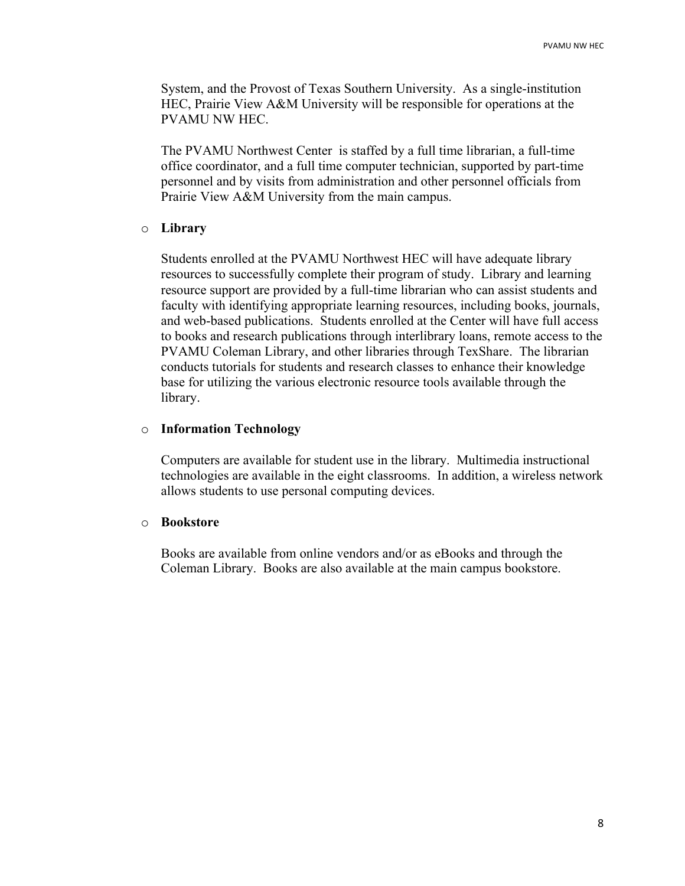System, and the Provost of Texas Southern University. As a single-institution HEC, Prairie View A&M University will be responsible for operations at the PVAMU NW HEC.

The PVAMU Northwest Center is staffed by a full time librarian, a full-time office coordinator, and a full time computer technician, supported by part-time personnel and by visits from administration and other personnel officials from Prairie View A&M University from the main campus.

- **Library**

  Students enrolled at the PVAMU Northwest HEC will have adequate library resources to successfully complete their program of study. Library and learning resource support are provided by a full-time librarian who can assist students and faculty with identifying appropriate learning resources, including books, journals, and web-based publications. Students enrolled at the Center will have full access to books and research publications through interlibrary loans, remote access to the PVAMU Coleman Library, and other libraries through TexShare. The librarian conducts tutorials for students and research classes to enhance their knowledge base for utilizing the various electronic resource tools available through the library.

- **Information Technology**

  Computers are available for student use in the library. Multimedia instructional technologies are available in the eight classrooms. In addition, a wireless network allows students to use personal computing devices.

- **Bookstore**

  Books are available from online vendors and/or as eBooks and through the Coleman Library. Books are also available at the main campus bookstore.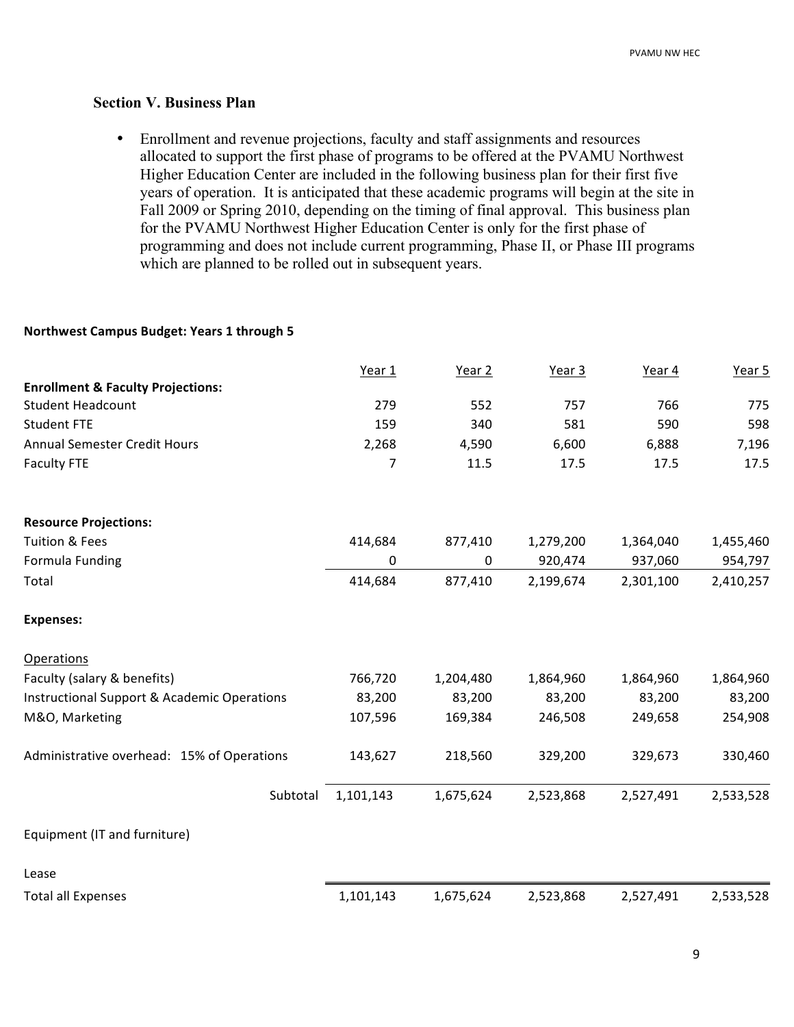## Section V. Business Plan

- Enrollment and revenue projections, faculty and staff assignments and resources allocated to support the first phase of programs to be offered at the PVAMU Northwest Higher Education Center are included in the following business plan for their first five years of operation. It is anticipated that these academic programs will begin at the site in Fall 2009 or Spring 2010, depending on the timing of final approval. This business plan for the PVAMU Northwest Higher Education Center is only for the first phase of programming and does not include current programming, Phase II, or Phase III programs which are planned to be rolled out in subsequent years.

**Northwest Campus Budget: Years 1 through 5**

| | Year 1 | Year 2 | Year 3 | Year 4 | Year 5 |
|---|---|---|---|---|---|
| **Enrollment & Faculty Projections:** | | | | | |
| Student Headcount | 279 | 552 | 757 | 766 | 775 |
| Student FTE | 159 | 340 | 581 | 590 | 598 |
| Annual Semester Credit Hours | 2,268 | 4,590 | 6,600 | 6,888 | 7,196 |
| Faculty FTE | 7 | 11.5 | 17.5 | 17.5 | 17.5 |
| **Resource Projections:** | | | | | |
| Tuition & Fees | 414,684 | 877,410 | 1,279,200 | 1,364,040 | 1,455,460 |
| Formula Funding | 0 | 0 | 920,474 | 937,060 | 954,797 |
| Total | 414,684 | 877,410 | 2,199,674 | 2,301,100 | 2,410,257 |
| **Expenses:** | | | | | |
| Operations | | | | | |
| Faculty (salary & benefits) | 766,720 | 1,204,480 | 1,864,960 | 1,864,960 | 1,864,960 |
| Instructional Support & Academic Operations | 83,200 | 83,200 | 83,200 | 83,200 | 83,200 |
| M&O, Marketing | 107,596 | 169,384 | 246,508 | 249,658 | 254,908 |
| Administrative overhead: 15% of Operations | 143,627 | 218,560 | 329,200 | 329,673 | 330,460 |
| Subtotal | 1,101,143 | 1,675,624 | 2,523,868 | 2,527,491 | 2,533,528 |
| Equipment (IT and furniture) | | | | | |
| Lease | | | | | |
| Total all Expenses | 1,101,143 | 1,675,624 | 2,523,868 | 2,527,491 | 2,533,528 |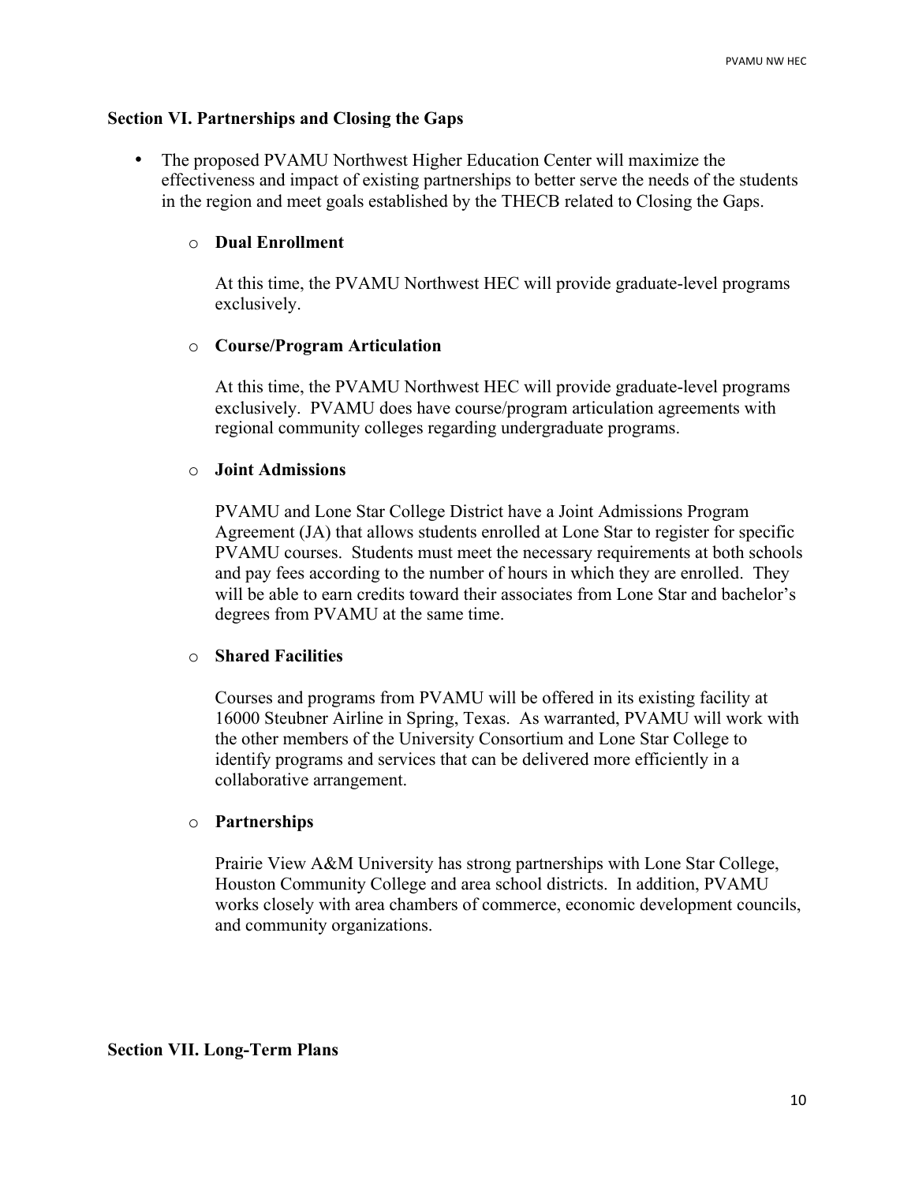## Section VI. Partnerships and Closing the Gaps

- The proposed PVAMU Northwest Higher Education Center will maximize the effectiveness and impact of existing partnerships to better serve the needs of the students in the region and meet goals established by the THECB related to Closing the Gaps.

  - **Dual Enrollment**

    At this time, the PVAMU Northwest HEC will provide graduate-level programs exclusively.

  - **Course/Program Articulation**

    At this time, the PVAMU Northwest HEC will provide graduate-level programs exclusively. PVAMU does have course/program articulation agreements with regional community colleges regarding undergraduate programs.

  - **Joint Admissions**

    PVAMU and Lone Star College District have a Joint Admissions Program Agreement (JA) that allows students enrolled at Lone Star to register for specific PVAMU courses. Students must meet the necessary requirements at both schools and pay fees according to the number of hours in which they are enrolled. They will be able to earn credits toward their associates from Lone Star and bachelor's degrees from PVAMU at the same time.

  - **Shared Facilities**

    Courses and programs from PVAMU will be offered in its existing facility at 16000 Steubner Airline in Spring, Texas. As warranted, PVAMU will work with the other members of the University Consortium and Lone Star College to identify programs and services that can be delivered more efficiently in a collaborative arrangement.

  - **Partnerships**

    Prairie View A&M University has strong partnerships with Lone Star College, Houston Community College and area school districts. In addition, PVAMU works closely with area chambers of commerce, economic development councils, and community organizations.

## Section VII. Long-Term Plans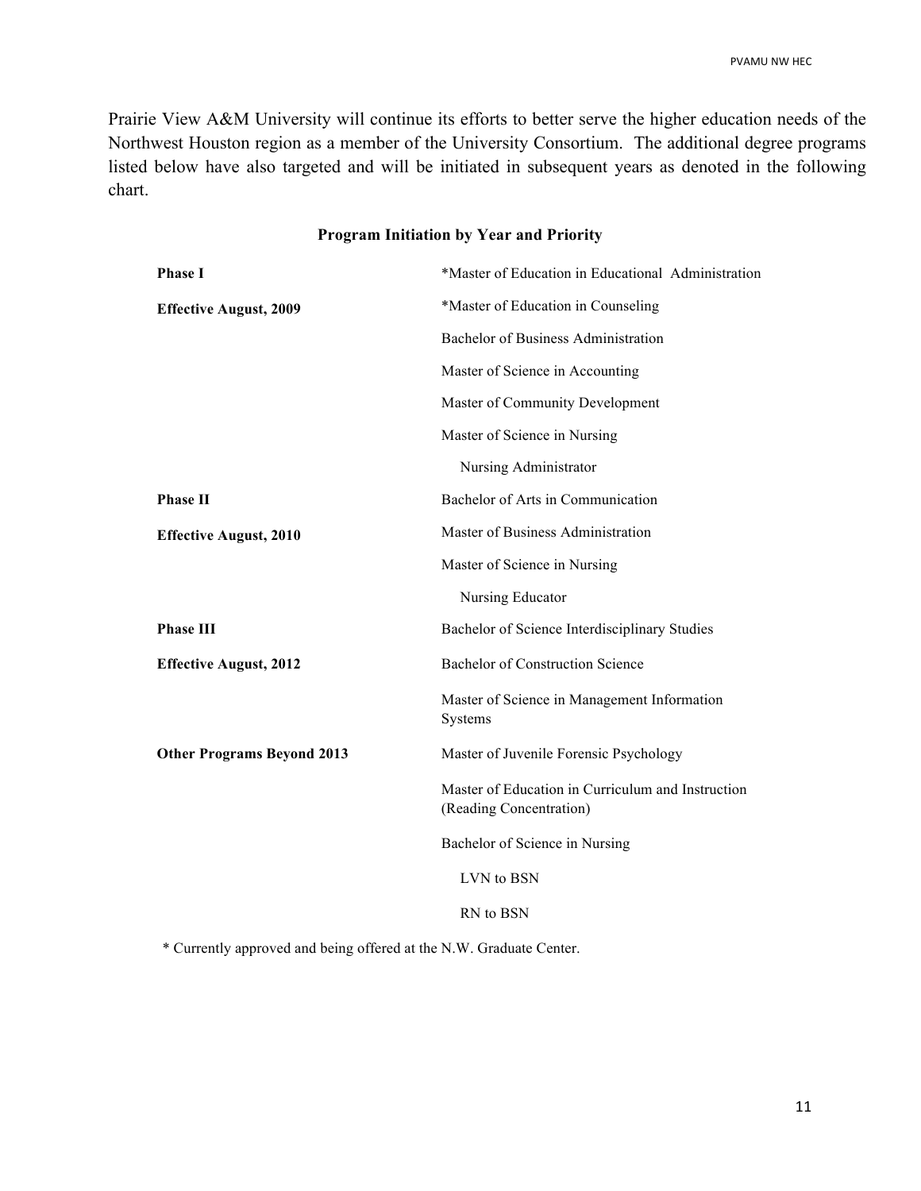Prairie View A&M University will continue its efforts to better serve the higher education needs of the Northwest Houston region as a member of the University Consortium. The additional degree programs listed below have also targeted and will be initiated in subsequent years as denoted in the following chart.

**Program Initiation by Year and Priority**

| | |
|---|---|
| **Phase I** | *Master of Education in Educational Administration |
| **Effective August, 2009** | *Master of Education in Counseling |
| | Bachelor of Business Administration |
| | Master of Science in Accounting |
| | Master of Community Development |
| | Master of Science in Nursing |
| | Nursing Administrator |
| **Phase II** | Bachelor of Arts in Communication |
| **Effective August, 2010** | Master of Business Administration |
| | Master of Science in Nursing |
| | Nursing Educator |
| **Phase III** | Bachelor of Science Interdisciplinary Studies |
| **Effective August, 2012** | Bachelor of Construction Science |
| | Master of Science in Management Information Systems |
| **Other Programs Beyond 2013** | Master of Juvenile Forensic Psychology |
| | Master of Education in Curriculum and Instruction (Reading Concentration) |
| | Bachelor of Science in Nursing |
| | LVN to BSN |
| | RN to BSN |

* Currently approved and being offered at the N.W. Graduate Center.